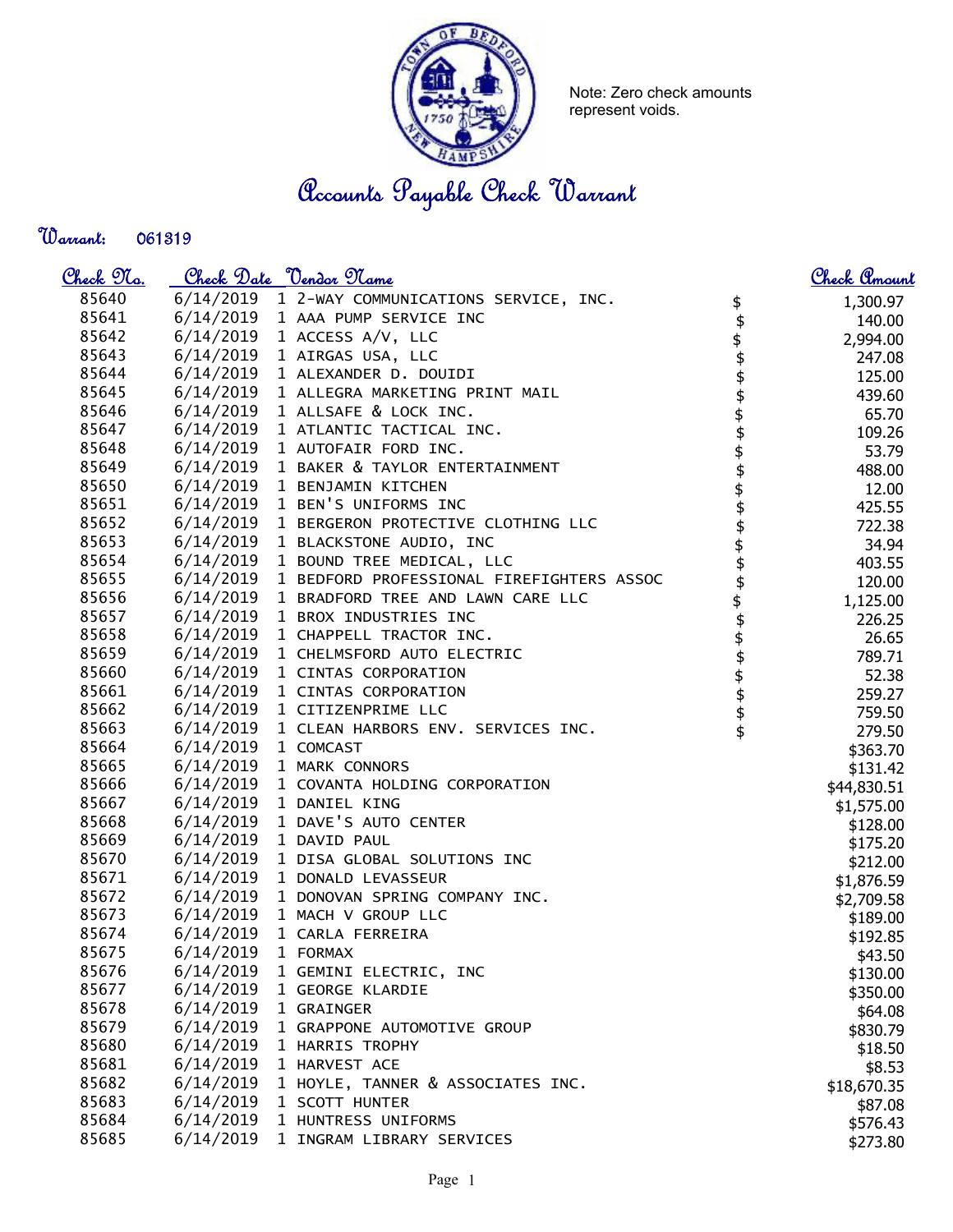Note: Zero check amounts represent voids.

# Accounts Payable Check Warrant

**Warrant:** 061319

| Check No. | Check Date | Vendor Name | Check Amount |
|---|---|---|---|
| 85640 | 6/14/2019 | 1 2-WAY COMMUNICATIONS SERVICE, INC. | $ 1,300.97 |
| 85641 | 6/14/2019 | 1 AAA PUMP SERVICE INC | $ 140.00 |
| 85642 | 6/14/2019 | 1 ACCESS A/V, LLC | $ 2,994.00 |
| 85643 | 6/14/2019 | 1 AIRGAS USA, LLC | $ 247.08 |
| 85644 | 6/14/2019 | 1 ALEXANDER D. DOUIDI | $ 125.00 |
| 85645 | 6/14/2019 | 1 ALLEGRA MARKETING PRINT MAIL | $ 439.60 |
| 85646 | 6/14/2019 | 1 ALLSAFE & LOCK INC. | $ 65.70 |
| 85647 | 6/14/2019 | 1 ATLANTIC TACTICAL INC. | $ 109.26 |
| 85648 | 6/14/2019 | 1 AUTOFAIR FORD INC. | $ 53.79 |
| 85649 | 6/14/2019 | 1 BAKER & TAYLOR ENTERTAINMENT | $ 488.00 |
| 85650 | 6/14/2019 | 1 BENJAMIN KITCHEN | $ 12.00 |
| 85651 | 6/14/2019 | 1 BEN'S UNIFORMS INC | $ 425.55 |
| 85652 | 6/14/2019 | 1 BERGERON PROTECTIVE CLOTHING LLC | $ 722.38 |
| 85653 | 6/14/2019 | 1 BLACKSTONE AUDIO, INC | $ 34.94 |
| 85654 | 6/14/2019 | 1 BOUND TREE MEDICAL, LLC | $ 403.55 |
| 85655 | 6/14/2019 | 1 BEDFORD PROFESSIONAL FIREFIGHTERS ASSOC | $ 120.00 |
| 85656 | 6/14/2019 | 1 BRADFORD TREE AND LAWN CARE LLC | $ 1,125.00 |
| 85657 | 6/14/2019 | 1 BROX INDUSTRIES INC | $ 226.25 |
| 85658 | 6/14/2019 | 1 CHAPPELL TRACTOR INC. | $ 26.65 |
| 85659 | 6/14/2019 | 1 CHELMSFORD AUTO ELECTRIC | $ 789.71 |
| 85660 | 6/14/2019 | 1 CINTAS CORPORATION | $ 52.38 |
| 85661 | 6/14/2019 | 1 CINTAS CORPORATION | $ 259.27 |
| 85662 | 6/14/2019 | 1 CITIZENPRIME LLC | $ 759.50 |
| 85663 | 6/14/2019 | 1 CLEAN HARBORS ENV. SERVICES INC. | $ 279.50 |
| 85664 | 6/14/2019 | 1 COMCAST | $363.70 |
| 85665 | 6/14/2019 | 1 MARK CONNORS | $131.42 |
| 85666 | 6/14/2019 | 1 COVANTA HOLDING CORPORATION | $44,830.51 |
| 85667 | 6/14/2019 | 1 DANIEL KING | $1,575.00 |
| 85668 | 6/14/2019 | 1 DAVE'S AUTO CENTER | $128.00 |
| 85669 | 6/14/2019 | 1 DAVID PAUL | $175.20 |
| 85670 | 6/14/2019 | 1 DISA GLOBAL SOLUTIONS INC | $212.00 |
| 85671 | 6/14/2019 | 1 DONALD LEVASSEUR | $1,876.59 |
| 85672 | 6/14/2019 | 1 DONOVAN SPRING COMPANY INC. | $2,709.58 |
| 85673 | 6/14/2019 | 1 MACH V GROUP LLC | $189.00 |
| 85674 | 6/14/2019 | 1 CARLA FERREIRA | $192.85 |
| 85675 | 6/14/2019 | 1 FORMAX | $43.50 |
| 85676 | 6/14/2019 | 1 GEMINI ELECTRIC, INC | $130.00 |
| 85677 | 6/14/2019 | 1 GEORGE KLARDIE | $350.00 |
| 85678 | 6/14/2019 | 1 GRAINGER | $64.08 |
| 85679 | 6/14/2019 | 1 GRAPPONE AUTOMOTIVE GROUP | $830.79 |
| 85680 | 6/14/2019 | 1 HARRIS TROPHY | $18.50 |
| 85681 | 6/14/2019 | 1 HARVEST ACE | $8.53 |
| 85682 | 6/14/2019 | 1 HOYLE, TANNER & ASSOCIATES INC. | $18,670.35 |
| 85683 | 6/14/2019 | 1 SCOTT HUNTER | $87.08 |
| 85684 | 6/14/2019 | 1 HUNTRESS UNIFORMS | $576.43 |
| 85685 | 6/14/2019 | 1 INGRAM LIBRARY SERVICES | $273.80 |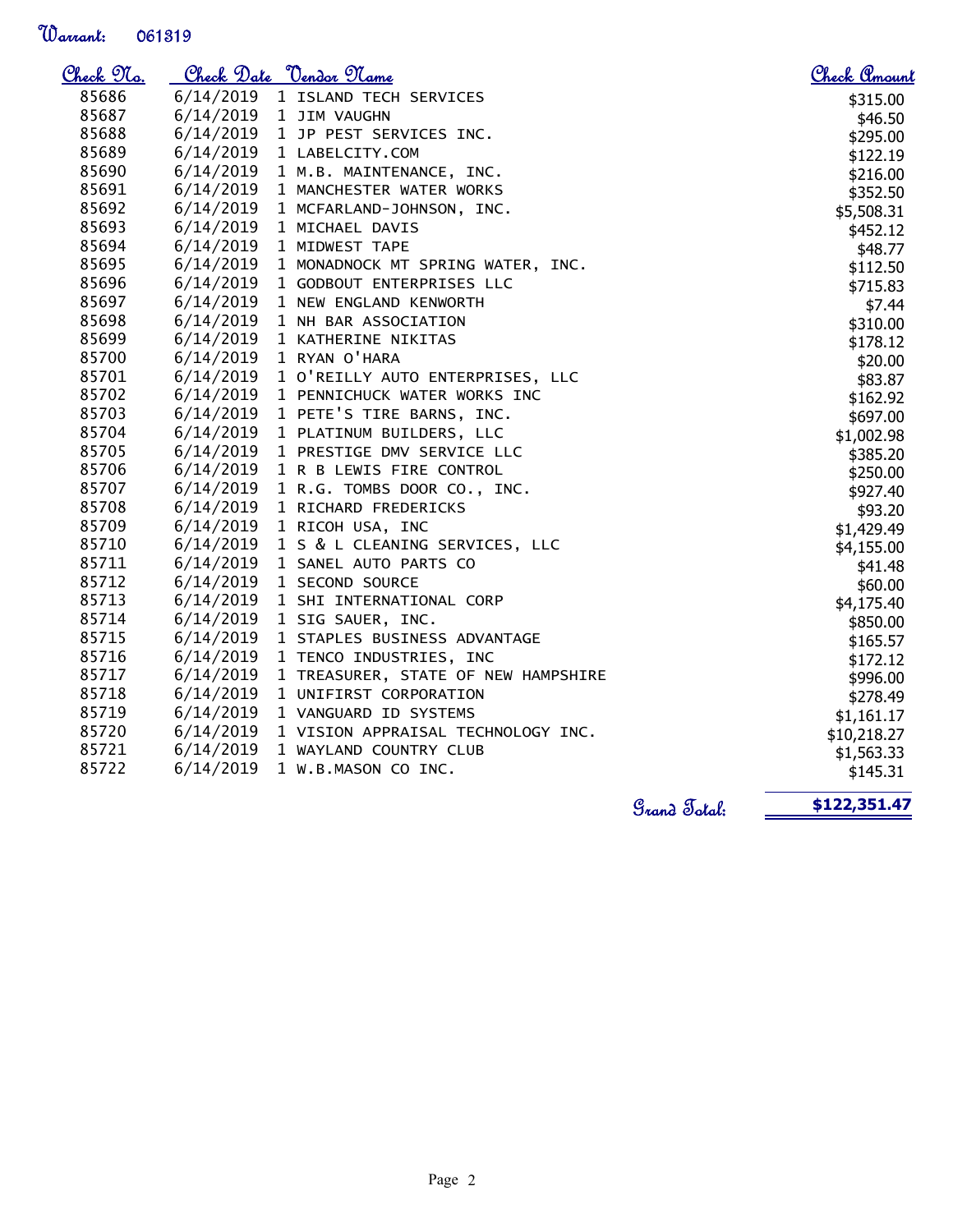**Warrant:** 061319

| Check No. | Check Date | Vendor Name | Check Amount |
|---|---|---|---|
| 85686 | 6/14/2019 | 1 ISLAND TECH SERVICES | $315.00 |
| 85687 | 6/14/2019 | 1 JIM VAUGHN | $46.50 |
| 85688 | 6/14/2019 | 1 JP PEST SERVICES INC. | $295.00 |
| 85689 | 6/14/2019 | 1 LABELCITY.COM | $122.19 |
| 85690 | 6/14/2019 | 1 M.B. MAINTENANCE, INC. | $216.00 |
| 85691 | 6/14/2019 | 1 MANCHESTER WATER WORKS | $352.50 |
| 85692 | 6/14/2019 | 1 MCFARLAND-JOHNSON, INC. | $5,508.31 |
| 85693 | 6/14/2019 | 1 MICHAEL DAVIS | $452.12 |
| 85694 | 6/14/2019 | 1 MIDWEST TAPE | $48.77 |
| 85695 | 6/14/2019 | 1 MONADNOCK MT SPRING WATER, INC. | $112.50 |
| 85696 | 6/14/2019 | 1 GODBOUT ENTERPRISES LLC | $715.83 |
| 85697 | 6/14/2019 | 1 NEW ENGLAND KENWORTH | $7.44 |
| 85698 | 6/14/2019 | 1 NH BAR ASSOCIATION | $310.00 |
| 85699 | 6/14/2019 | 1 KATHERINE NIKITAS | $178.12 |
| 85700 | 6/14/2019 | 1 RYAN O'HARA | $20.00 |
| 85701 | 6/14/2019 | 1 O'REILLY AUTO ENTERPRISES, LLC | $83.87 |
| 85702 | 6/14/2019 | 1 PENNICHUCK WATER WORKS INC | $162.92 |
| 85703 | 6/14/2019 | 1 PETE'S TIRE BARNS, INC. | $697.00 |
| 85704 | 6/14/2019 | 1 PLATINUM BUILDERS, LLC | $1,002.98 |
| 85705 | 6/14/2019 | 1 PRESTIGE DMV SERVICE LLC | $385.20 |
| 85706 | 6/14/2019 | 1 R B LEWIS FIRE CONTROL | $250.00 |
| 85707 | 6/14/2019 | 1 R.G. TOMBS DOOR CO., INC. | $927.40 |
| 85708 | 6/14/2019 | 1 RICHARD FREDERICKS | $93.20 |
| 85709 | 6/14/2019 | 1 RICOH USA, INC | $1,429.49 |
| 85710 | 6/14/2019 | 1 S & L CLEANING SERVICES, LLC | $4,155.00 |
| 85711 | 6/14/2019 | 1 SANEL AUTO PARTS CO | $41.48 |
| 85712 | 6/14/2019 | 1 SECOND SOURCE | $60.00 |
| 85713 | 6/14/2019 | 1 SHI INTERNATIONAL CORP | $4,175.40 |
| 85714 | 6/14/2019 | 1 SIG SAUER, INC. | $850.00 |
| 85715 | 6/14/2019 | 1 STAPLES BUSINESS ADVANTAGE | $165.57 |
| 85716 | 6/14/2019 | 1 TENCO INDUSTRIES, INC | $172.12 |
| 85717 | 6/14/2019 | 1 TREASURER, STATE OF NEW HAMPSHIRE | $996.00 |
| 85718 | 6/14/2019 | 1 UNIFIRST CORPORATION | $278.49 |
| 85719 | 6/14/2019 | 1 VANGUARD ID SYSTEMS | $1,161.17 |
| 85720 | 6/14/2019 | 1 VISION APPRAISAL TECHNOLOGY INC. | $10,218.27 |
| 85721 | 6/14/2019 | 1 WAYLAND COUNTRY CLUB | $1,563.33 |
| 85722 | 6/14/2019 | 1 W.B.MASON CO INC. | $145.31 |
| | | **Grand Total:** | **$122,351.47** |